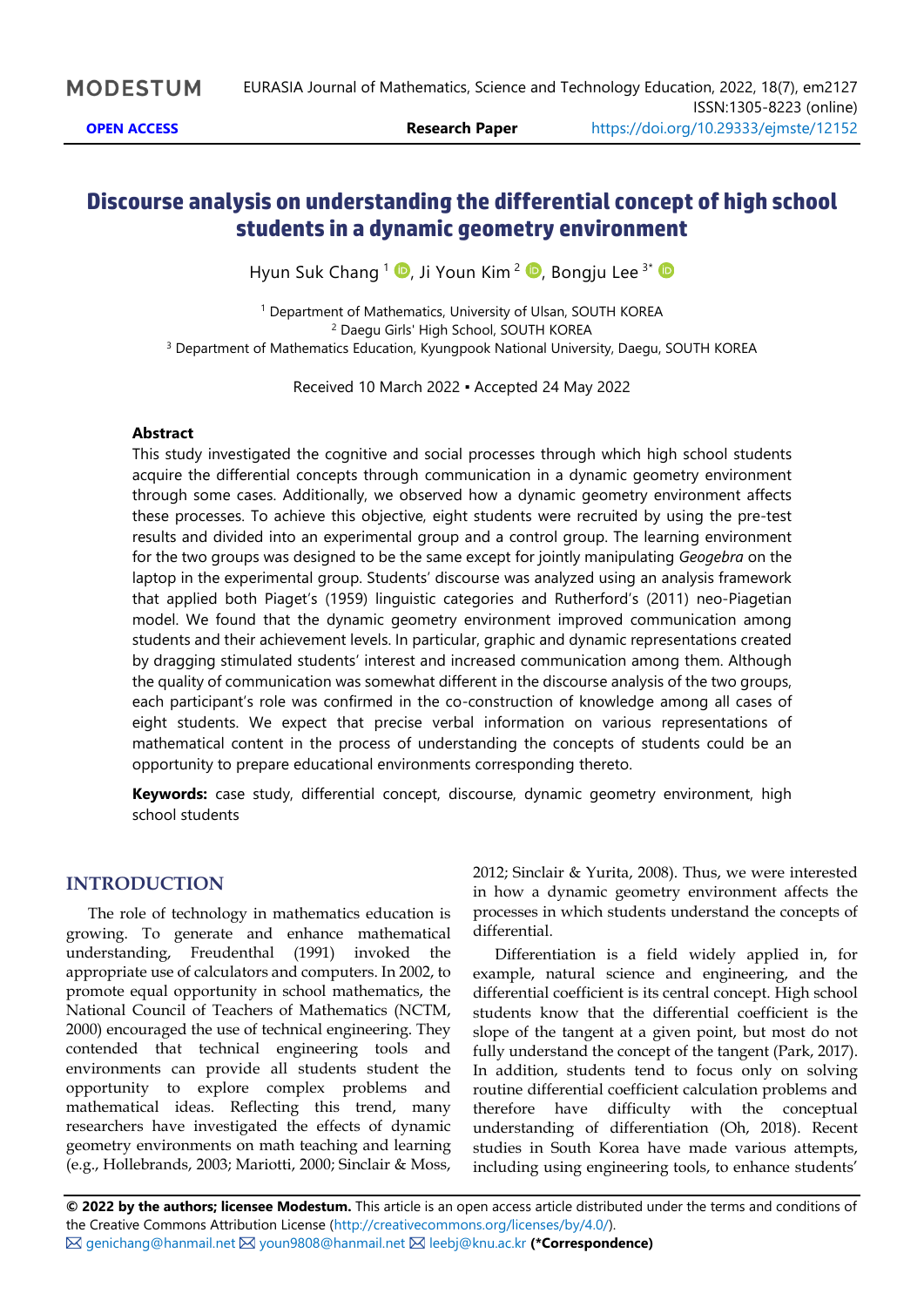# Discourse analysis on understanding the differential concept of high school students in a dynamic geometry environment

Hyun Suk Chang [1], Ji Youn Kim [2], Bongju Lee [3*]

[1] Department of Mathematics, University of Ulsan, SOUTH KOREA
[2] Daegu Girls' High School, SOUTH KOREA
[3] Department of Mathematics Education, Kyungpook National University, Daegu, SOUTH KOREA

Received 10 March 2022 ▪ Accepted 24 May 2022

### Abstract

This study investigated the cognitive and social processes through which high school students acquire the differential concepts through communication in a dynamic geometry environment through some cases. Additionally, we observed how a dynamic geometry environment affects these processes. To achieve this objective, eight students were recruited by using the pre-test results and divided into an experimental group and a control group. The learning environment for the two groups was designed to be the same except for jointly manipulating *Geogebra* on the laptop in the experimental group. Students' discourse was analyzed using an analysis framework that applied both Piaget's (1959) linguistic categories and Rutherford's (2011) neo-Piagetian model. We found that the dynamic geometry environment improved communication among students and their achievement levels. In particular, graphic and dynamic representations created by dragging stimulated students' interest and increased communication among them. Although the quality of communication was somewhat different in the discourse analysis of the two groups, each participant's role was confirmed in the co-construction of knowledge among all cases of eight students. We expect that precise verbal information on various representations of mathematical content in the process of understanding the concepts of students could be an opportunity to prepare educational environments corresponding thereto.

**Keywords:** case study, differential concept, discourse, dynamic geometry environment, high school students

## INTRODUCTION

The role of technology in mathematics education is growing. To generate and enhance mathematical understanding, Freudenthal (1991) invoked the appropriate use of calculators and computers. In 2002, to promote equal opportunity in school mathematics, the National Council of Teachers of Mathematics (NCTM, 2000) encouraged the use of technical engineering. They contended that technical engineering tools and environments can provide all students student the opportunity to explore complex problems and mathematical ideas. Reflecting this trend, many researchers have investigated the effects of dynamic geometry environments on math teaching and learning (e.g., Hollebrands, 2003; Mariotti, 2000; Sinclair & Moss, 2012; Sinclair & Yurita, 2008). Thus, we were interested in how a dynamic geometry environment affects the processes in which students understand the concepts of differential.

Differentiation is a field widely applied in, for example, natural science and engineering, and the differential coefficient is its central concept. High school students know that the differential coefficient is the slope of the tangent at a given point, but most do not fully understand the concept of the tangent (Park, 2017). In addition, students tend to focus only on solving routine differential coefficient calculation problems and therefore have difficulty with the conceptual understanding of differentiation (Oh, 2018). Recent studies in South Korea have made various attempts, including using engineering tools, to enhance students'

**© 2022 by the authors; licensee Modestum.** This article is an open access article distributed under the terms and conditions of the Creative Commons Attribution License (http://creativecommons.org/licenses/by/4.0/).
genichang@hanmail.net youn9808@hanmail.net leebj@knu.ac.kr **(*Correspondence)**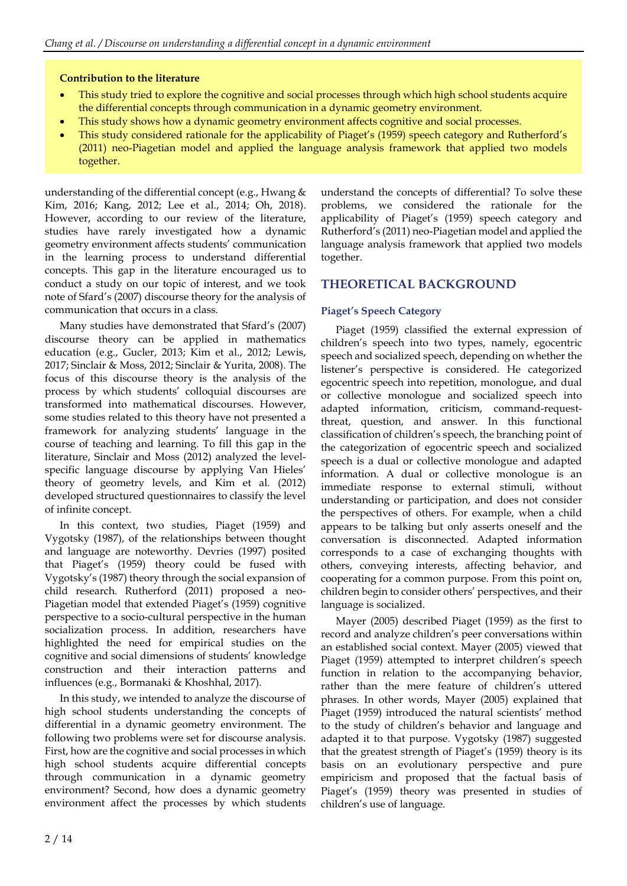**Contribution to the literature**

- This study tried to explore the cognitive and social processes through which high school students acquire the differential concepts through communication in a dynamic geometry environment.
- This study shows how a dynamic geometry environment affects cognitive and social processes.
- This study considered rationale for the applicability of Piaget's (1959) speech category and Rutherford's (2011) neo-Piagetian model and applied the language analysis framework that applied two models together.

understanding of the differential concept (e.g., Hwang & Kim, 2016; Kang, 2012; Lee et al., 2014; Oh, 2018). However, according to our review of the literature, studies have rarely investigated how a dynamic geometry environment affects students' communication in the learning process to understand differential concepts. This gap in the literature encouraged us to conduct a study on our topic of interest, and we took note of Sfard's (2007) discourse theory for the analysis of communication that occurs in a class.

Many studies have demonstrated that Sfard's (2007) discourse theory can be applied in mathematics education (e.g., Gucler, 2013; Kim et al., 2012; Lewis, 2017; Sinclair & Moss, 2012; Sinclair & Yurita, 2008). The focus of this discourse theory is the analysis of the process by which students' colloquial discourses are transformed into mathematical discourses. However, some studies related to this theory have not presented a framework for analyzing students' language in the course of teaching and learning. To fill this gap in the literature, Sinclair and Moss (2012) analyzed the level-specific language discourse by applying Van Hieles' theory of geometry levels, and Kim et al. (2012) developed structured questionnaires to classify the level of infinite concept.

In this context, two studies, Piaget (1959) and Vygotsky (1987), of the relationships between thought and language are noteworthy. Devries (1997) posited that Piaget's (1959) theory could be fused with Vygotsky's (1987) theory through the social expansion of child research. Rutherford (2011) proposed a neo-Piagetian model that extended Piaget's (1959) cognitive perspective to a socio-cultural perspective in the human socialization process. In addition, researchers have highlighted the need for empirical studies on the cognitive and social dimensions of students' knowledge construction and their interaction patterns and influences (e.g., Bormanaki & Khoshhal, 2017).

In this study, we intended to analyze the discourse of high school students understanding the concepts of differential in a dynamic geometry environment. The following two problems were set for discourse analysis. First, how are the cognitive and social processes in which high school students acquire differential concepts through communication in a dynamic geometry environment? Second, how does a dynamic geometry environment affect the processes by which students understand the concepts of differential? To solve these problems, we considered the rationale for the applicability of Piaget's (1959) speech category and Rutherford's (2011) neo-Piagetian model and applied the language analysis framework that applied two models together.

## THEORETICAL BACKGROUND

### Piaget's Speech Category

Piaget (1959) classified the external expression of children's speech into two types, namely, egocentric speech and socialized speech, depending on whether the listener's perspective is considered. He categorized egocentric speech into repetition, monologue, and dual or collective monologue and socialized speech into adapted information, criticism, command-request-threat, question, and answer. In this functional classification of children's speech, the branching point of the categorization of egocentric speech and socialized speech is a dual or collective monologue and adapted information. A dual or collective monologue is an immediate response to external stimuli, without understanding or participation, and does not consider the perspectives of others. For example, when a child appears to be talking but only asserts oneself and the conversation is disconnected. Adapted information corresponds to a case of exchanging thoughts with others, conveying interests, affecting behavior, and cooperating for a common purpose. From this point on, children begin to consider others' perspectives, and their language is socialized.

Mayer (2005) described Piaget (1959) as the first to record and analyze children's peer conversations within an established social context. Mayer (2005) viewed that Piaget (1959) attempted to interpret children's speech function in relation to the accompanying behavior, rather than the mere feature of children's uttered phrases. In other words, Mayer (2005) explained that Piaget (1959) introduced the natural scientists' method to the study of children's behavior and language and adapted it to that purpose. Vygotsky (1987) suggested that the greatest strength of Piaget's (1959) theory is its basis on an evolutionary perspective and pure empiricism and proposed that the factual basis of Piaget's (1959) theory was presented in studies of children's use of language.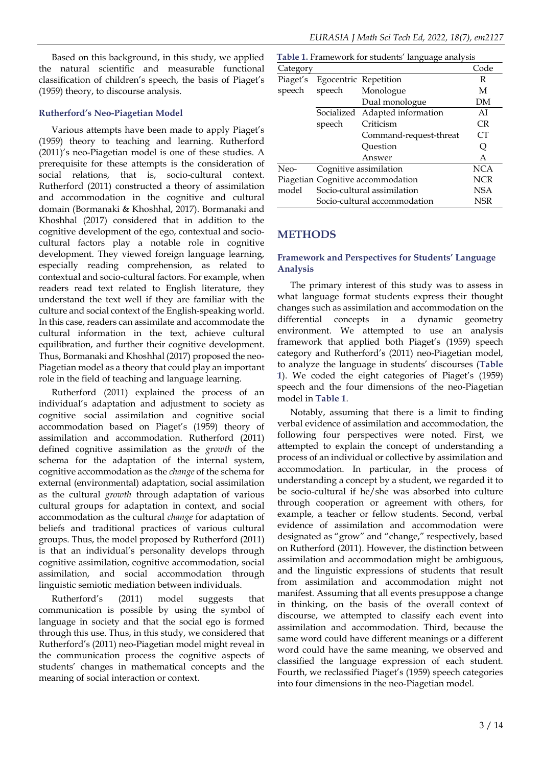Based on this background, in this study, we applied the natural scientific and measurable functional classification of children's speech, the basis of Piaget's (1959) theory, to discourse analysis.

### Rutherford's Neo-Piagetian Model

Various attempts have been made to apply Piaget's (1959) theory to teaching and learning. Rutherford (2011)'s neo-Piagetian model is one of these studies. A prerequisite for these attempts is the consideration of social relations, that is, socio-cultural context. Rutherford (2011) constructed a theory of assimilation and accommodation in the cognitive and cultural domain (Bormanaki & Khoshhal, 2017). Bormanaki and Khoshhal (2017) considered that in addition to the cognitive development of the ego, contextual and socio-cultural factors play a notable role in cognitive development. They viewed foreign language learning, especially reading comprehension, as related to contextual and socio-cultural factors. For example, when readers read text related to English literature, they understand the text well if they are familiar with the culture and social context of the English-speaking world. In this case, readers can assimilate and accommodate the cultural information in the text, achieve cultural equilibration, and further their cognitive development. Thus, Bormanaki and Khoshhal (2017) proposed the neo-Piagetian model as a theory that could play an important role in the field of teaching and language learning.

Rutherford (2011) explained the process of an individual's adaptation and adjustment to society as cognitive social assimilation and cognitive social accommodation based on Piaget's (1959) theory of assimilation and accommodation. Rutherford (2011) defined cognitive assimilation as the *growth* of the schema for the adaptation of the internal system, cognitive accommodation as the *change* of the schema for external (environmental) adaptation, social assimilation as the cultural *growth* through adaptation of various cultural groups for adaptation in context, and social accommodation as the cultural *change* for adaptation of beliefs and traditional practices of various cultural groups. Thus, the model proposed by Rutherford (2011) is that an individual's personality develops through cognitive assimilation, cognitive accommodation, social assimilation, and social accommodation through linguistic semiotic mediation between individuals.

Rutherford's (2011) model suggests that communication is possible by using the symbol of language in society and that the social ego is formed through this use. Thus, in this study, we considered that Rutherford's (2011) neo-Piagetian model might reveal in the communication process the cognitive aspects of students' changes in mathematical concepts and the meaning of social interaction or context.

**Table 1.** Framework for students' language analysis

| Category | | | Code |
|---|---|---|---|
| Piaget's speech | Egocentric speech | Repetition | R |
| | | Monologue | M |
| | | Dual monologue | DM |
| | Socialized speech | Adapted information | AI |
| | | Criticism | CR |
| | | Command-request-threat | CT |
| | | Question | Q |
| | | Answer | A |
| Neo-Piagetian model | Cognitive assimilation | | NCA |
| | Cognitive accommodation | | NCR |
| | Socio-cultural assimilation | | NSA |
| | Socio-cultural accommodation | | NSR |

## METHODS

### Framework and Perspectives for Students' Language Analysis

The primary interest of this study was to assess in what language format students express their thought changes such as assimilation and accommodation on the differential concepts in a dynamic geometry environment. We attempted to use an analysis framework that applied both Piaget's (1959) speech category and Rutherford's (2011) neo-Piagetian model, to analyze the language in students' discourses (**Table 1**). We coded the eight categories of Piaget's (1959) speech and the four dimensions of the neo-Piagetian model in **Table 1**.

Notably, assuming that there is a limit to finding verbal evidence of assimilation and accommodation, the following four perspectives were noted. First, we attempted to explain the concept of understanding a process of an individual or collective by assimilation and accommodation. In particular, in the process of understanding a concept by a student, we regarded it to be socio-cultural if he/she was absorbed into culture through cooperation or agreement with others, for example, a teacher or fellow students. Second, verbal evidence of assimilation and accommodation were designated as "grow" and "change," respectively, based on Rutherford (2011). However, the distinction between assimilation and accommodation might be ambiguous, and the linguistic expressions of students that result from assimilation and accommodation might not manifest. Assuming that all events presuppose a change in thinking, on the basis of the overall context of discourse, we attempted to classify each event into assimilation and accommodation. Third, because the same word could have different meanings or a different word could have the same meaning, we observed and classified the language expression of each student. Fourth, we reclassified Piaget's (1959) speech categories into four dimensions in the neo-Piagetian model.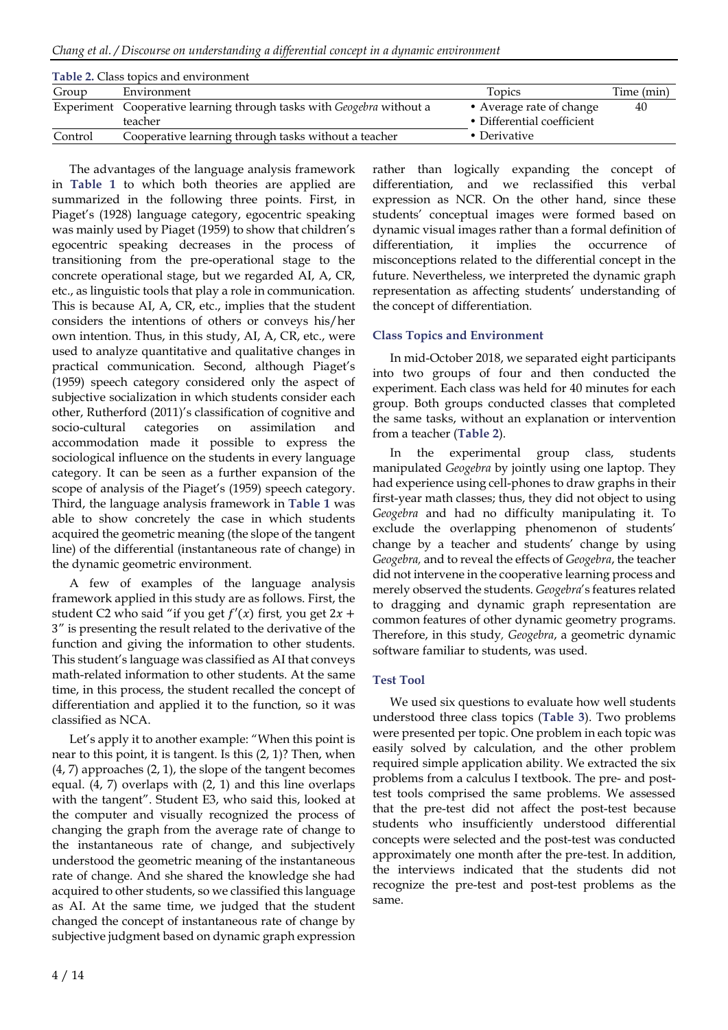**Table 2.** Class topics and environment

| Group | Environment | Topics | Time (min) |
|---|---|---|---|
| Experiment | Cooperative learning through tasks with *Geogebra* without a teacher | • Average rate of change<br>• Differential coefficient<br>• Derivative | 40 |
| Control | Cooperative learning through tasks without a teacher | | |

The advantages of the language analysis framework in **Table 1** to which both theories are applied are summarized in the following three points. First, in Piaget's (1928) language category, egocentric speaking was mainly used by Piaget (1959) to show that children's egocentric speaking decreases in the process of transitioning from the pre-operational stage to the concrete operational stage, but we regarded AI, A, CR, etc., as linguistic tools that play a role in communication. This is because AI, A, CR, etc., implies that the student considers the intentions of others or conveys his/her own intention. Thus, in this study, AI, A, CR, etc., were used to analyze quantitative and qualitative changes in practical communication. Second, although Piaget's (1959) speech category considered only the aspect of subjective socialization in which students consider each other, Rutherford (2011)'s classification of cognitive and socio-cultural categories on assimilation and accommodation made it possible to express the sociological influence on the students in every language category. It can be seen as a further expansion of the scope of analysis of the Piaget's (1959) speech category. Third, the language analysis framework in **Table 1** was able to show concretely the case in which students acquired the geometric meaning (the slope of the tangent line) of the differential (instantaneous rate of change) in the dynamic geometric environment.

A few of examples of the language analysis framework applied in this study are as follows. First, the student C2 who said "if you get $f'(x)$ first, you get $2x + 3$" is presenting the result related to the derivative of the function and giving the information to other students. This student's language was classified as AI that conveys math-related information to other students. At the same time, in this process, the student recalled the concept of differentiation and applied it to the function, so it was classified as NCA.

Let's apply it to another example: "When this point is near to this point, it is tangent. Is this (2, 1)? Then, when (4, 7) approaches (2, 1), the slope of the tangent becomes equal. (4, 7) overlaps with (2, 1) and this line overlaps with the tangent". Student E3, who said this, looked at the computer and visually recognized the process of changing the graph from the average rate of change to the instantaneous rate of change, and subjectively understood the geometric meaning of the instantaneous rate of change. And she shared the knowledge she had acquired to other students, so we classified this language as AI. At the same time, we judged that the student changed the concept of instantaneous rate of change by subjective judgment based on dynamic graph expression rather than logically expanding the concept of differentiation, and we reclassified this verbal expression as NCR. On the other hand, since these students' conceptual images were formed based on dynamic visual images rather than a formal definition of differentiation, it implies the occurrence of misconceptions related to the differential concept in the future. Nevertheless, we interpreted the dynamic graph representation as affecting students' understanding of the concept of differentiation.

### Class Topics and Environment

In mid-October 2018, we separated eight participants into two groups of four and then conducted the experiment. Each class was held for 40 minutes for each group. Both groups conducted classes that completed the same tasks, without an explanation or intervention from a teacher (**Table 2**).

In the experimental group class, students manipulated *Geogebra* by jointly using one laptop. They had experience using cell-phones to draw graphs in their first-year math classes; thus, they did not object to using *Geogebra* and had no difficulty manipulating it. To exclude the overlapping phenomenon of students' change by a teacher and students' change by using *Geogebra,* and to reveal the effects of *Geogebra*, the teacher did not intervene in the cooperative learning process and merely observed the students. *Geogebra*'s features related to dragging and dynamic graph representation are common features of other dynamic geometry programs. Therefore, in this study*, Geogebra*, a geometric dynamic software familiar to students, was used.

### Test Tool

We used six questions to evaluate how well students understood three class topics (**Table 3**). Two problems were presented per topic. One problem in each topic was easily solved by calculation, and the other problem required simple application ability. We extracted the six problems from a calculus I textbook. The pre- and post-test tools comprised the same problems. We assessed that the pre-test did not affect the post-test because students who insufficiently understood differential concepts were selected and the post-test was conducted approximately one month after the pre-test. In addition, the interviews indicated that the students did not recognize the pre-test and post-test problems as the same.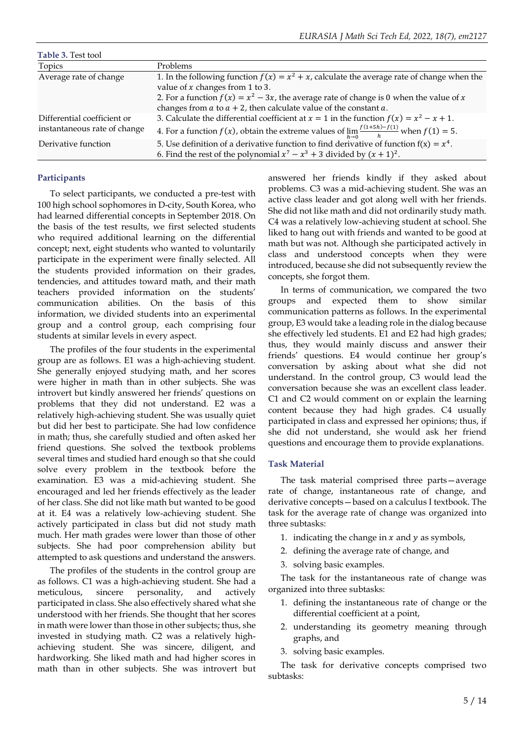**Table 3.** Test tool

| Topics | Problems |
|---|---|
| Average rate of change | 1. In the following function $f(x) = x^2 + x$, calculate the average rate of change when the value of $x$ changes from 1 to 3.<br>2. For a function $f(x) = x^2 - 3x$, the average rate of change is 0 when the value of $x$ changes from $a$ to $a + 2$, then calculate value of the constant $a$. |
| Differential coefficient or instantaneous rate of change | 3. Calculate the differential coefficient at $x = 1$ in the function $f(x) = x^2 - x + 1$.<br>4. For a function $f(x)$, obtain the extreme values of $\lim_{h \to 0} \frac{f(1+5h)-f(1)}{h}$ when $f(1) = 5$. |
| Derivative function | 5. Use definition of a derivative function to find derivative of function $f(x) = x^4$.<br>6. Find the rest of the polynomial $x^7 - x^3 + 3$ divided by $(x + 1)^2$. |

### Participants

To select participants, we conducted a pre-test with 100 high school sophomores in D-city, South Korea, who had learned differential concepts in September 2018. On the basis of the test results, we first selected students who required additional learning on the differential concept; next, eight students who wanted to voluntarily participate in the experiment were finally selected. All the students provided information on their grades, tendencies, and attitudes toward math, and their math teachers provided information on the students' communication abilities. On the basis of this information, we divided students into an experimental group and a control group, each comprising four students at similar levels in every aspect.

The profiles of the four students in the experimental group are as follows. E1 was a high-achieving student. She generally enjoyed studying math, and her scores were higher in math than in other subjects. She was introvert but kindly answered her friends' questions on problems that they did not understand. E2 was a relatively high-achieving student. She was usually quiet but did her best to participate. She had low confidence in math; thus, she carefully studied and often asked her friend questions. She solved the textbook problems several times and studied hard enough so that she could solve every problem in the textbook before the examination. E3 was a mid-achieving student. She encouraged and led her friends effectively as the leader of her class. She did not like math but wanted to be good at it. E4 was a relatively low-achieving student. She actively participated in class but did not study math much. Her math grades were lower than those of other subjects. She had poor comprehension ability but attempted to ask questions and understand the answers.

The profiles of the students in the control group are as follows. C1 was a high-achieving student. She had a meticulous, sincere personality, and actively participated in class. She also effectively shared what she understood with her friends. She thought that her scores in math were lower than those in other subjects; thus, she invested in studying math. C2 was a relatively high-achieving student. She was sincere, diligent, and hardworking. She liked math and had higher scores in math than in other subjects. She was introvert but answered her friends kindly if they asked about problems. C3 was a mid-achieving student. She was an active class leader and got along well with her friends. She did not like math and did not ordinarily study math. C4 was a relatively low-achieving student at school. She liked to hang out with friends and wanted to be good at math but was not. Although she participated actively in class and understood concepts when they were introduced, because she did not subsequently review the concepts, she forgot them.

In terms of communication, we compared the two groups and expected them to show similar communication patterns as follows. In the experimental group, E3 would take a leading role in the dialog because she effectively led students. E1 and E2 had high grades; thus, they would mainly discuss and answer their friends' questions. E4 would continue her group's conversation by asking about what she did not understand. In the control group, C3 would lead the conversation because she was an excellent class leader. C1 and C2 would comment on or explain the learning content because they had high grades. C4 usually participated in class and expressed her opinions; thus, if she did not understand, she would ask her friend questions and encourage them to provide explanations.

### Task Material

The task material comprised three parts—average rate of change, instantaneous rate of change, and derivative concepts—based on a calculus I textbook. The task for the average rate of change was organized into three subtasks:

1. indicating the change in $x$ and $y$ as symbols,
2. defining the average rate of change, and
3. solving basic examples.

The task for the instantaneous rate of change was organized into three subtasks:

1. defining the instantaneous rate of change or the differential coefficient at a point,
2. understanding its geometry meaning through graphs, and
3. solving basic examples.

The task for derivative concepts comprised two subtasks: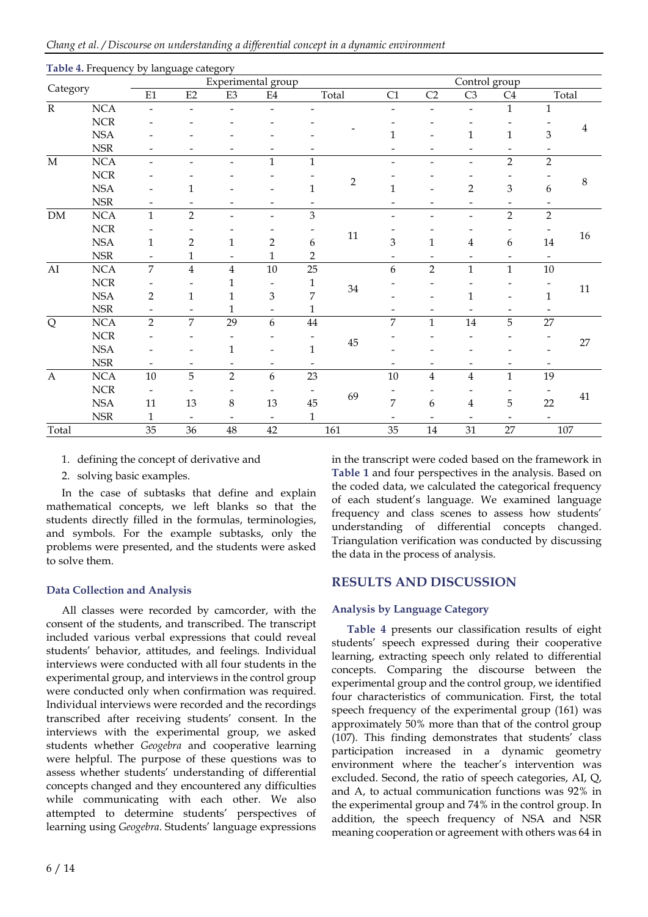**Table 4.** Frequency by language category

| Category | | Experimental group | | | | | | Control group | | | | | |
|---|---|---|---|---|---|---|---|---|---|---|---|---|---|
| | | E1 | E2 | E3 | E4 | Total | | C1 | C2 | C3 | C4 | Total | |
| R | NCA | - | - | - | - | - | - | - | - | - | 1 | 1 | 4 |
| | NCR | - | - | - | - | - | | - | - | - | - | - | |
| | NSA | - | - | - | - | - | | 1 | - | 1 | 1 | 3 | |
| | NSR | - | - | - | - | - | | - | - | - | - | - | |
| M | NCA | - | - | - | 1 | 1 | 2 | - | - | - | 2 | 2 | 8 |
| | NCR | - | - | - | - | - | | - | - | - | - | - | |
| | NSA | - | 1 | - | - | 1 | | 1 | - | 2 | 3 | 6 | |
| | NSR | - | - | - | - | - | | - | - | - | - | - | |
| DM | NCA | 1 | 2 | - | - | 3 | 11 | - | - | - | 2 | 2 | 16 |
| | NCR | - | - | - | - | - | | - | - | - | - | - | |
| | NSA | 1 | 2 | 1 | 2 | 6 | | 3 | 1 | 4 | 6 | 14 | |
| | NSR | - | 1 | - | 1 | 2 | | - | - | - | - | - | |
| AI | NCA | 7 | 4 | 4 | 10 | 25 | 34 | 6 | 2 | 1 | 1 | 10 | 11 |
| | NCR | - | - | 1 | - | 1 | | - | - | - | - | - | |
| | NSA | 2 | 1 | 1 | 3 | 7 | | - | - | 1 | - | 1 | |
| | NSR | - | - | 1 | - | 1 | | - | - | - | - | - | |
| Q | NCA | 2 | 7 | 29 | 6 | 44 | 45 | 7 | 1 | 14 | 5 | 27 | 27 |
| | NCR | - | - | - | - | - | | - | - | - | - | - | |
| | NSA | - | - | 1 | - | 1 | | - | - | - | - | - | |
| | NSR | - | - | - | - | - | | - | - | - | - | - | |
| A | NCA | 10 | 5 | 2 | 6 | 23 | 69 | 10 | 4 | 4 | 1 | 19 | 41 |
| | NCR | - | - | - | - | - | | - | - | - | - | - | |
| | NSA | 11 | 13 | 8 | 13 | 45 | | 7 | 6 | 4 | 5 | 22 | |
| | NSR | 1 | - | - | - | 1 | | - | - | - | - | - | |
| Total | | 35 | 36 | 48 | 42 | 161 | | 35 | 14 | 31 | 27 | 107 | |

1. defining the concept of derivative and
2. solving basic examples.

In the case of subtasks that define and explain mathematical concepts, we left blanks so that the students directly filled in the formulas, terminologies, and symbols. For the example subtasks, only the problems were presented, and the students were asked to solve them.

### Data Collection and Analysis

All classes were recorded by camcorder, with the consent of the students, and transcribed. The transcript included various verbal expressions that could reveal students' behavior, attitudes, and feelings. Individual interviews were conducted with all four students in the experimental group, and interviews in the control group were conducted only when confirmation was required. Individual interviews were recorded and the recordings transcribed after receiving students' consent. In the interviews with the experimental group, we asked students whether *Geogebra* and cooperative learning were helpful. The purpose of these questions was to assess whether students' understanding of differential concepts changed and they encountered any difficulties while communicating with each other. We also attempted to determine students' perspectives of learning using *Geogebra*. Students' language expressions in the transcript were coded based on the framework in **Table 1** and four perspectives in the analysis. Based on the coded data, we calculated the categorical frequency of each student's language. We examined language frequency and class scenes to assess how students' understanding of differential concepts changed. Triangulation verification was conducted by discussing the data in the process of analysis.

## RESULTS AND DISCUSSION

### Analysis by Language Category

**Table 4** presents our classification results of eight students' speech expressed during their cooperative learning, extracting speech only related to differential concepts. Comparing the discourse between the experimental group and the control group, we identified four characteristics of communication. First, the total speech frequency of the experimental group (161) was approximately 50% more than that of the control group (107). This finding demonstrates that students' class participation increased in a dynamic geometry environment where the teacher's intervention was excluded. Second, the ratio of speech categories, AI, Q, and A, to actual communication functions was 92% in the experimental group and 74% in the control group. In addition, the speech frequency of NSA and NSR meaning cooperation or agreement with others was 64 in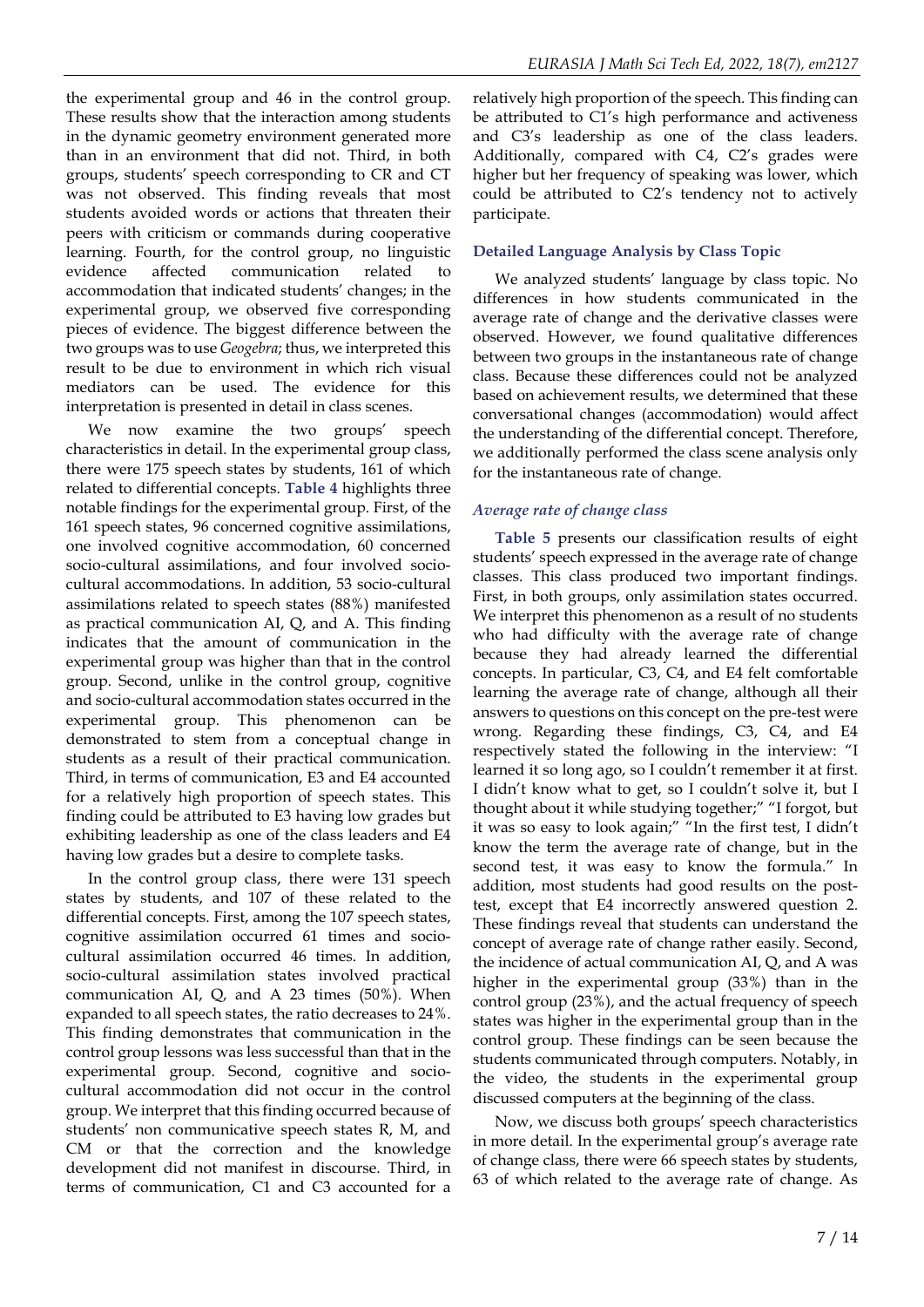the experimental group and 46 in the control group. These results show that the interaction among students in the dynamic geometry environment generated more than in an environment that did not. Third, in both groups, students' speech corresponding to CR and CT was not observed. This finding reveals that most students avoided words or actions that threaten their peers with criticism or commands during cooperative learning. Fourth, for the control group, no linguistic evidence affected communication related to accommodation that indicated students' changes; in the experimental group, we observed five corresponding pieces of evidence. The biggest difference between the two groups was to use *Geogebra*; thus, we interpreted this result to be due to environment in which rich visual mediators can be used. The evidence for this interpretation is presented in detail in class scenes.

We now examine the two groups' speech characteristics in detail. In the experimental group class, there were 175 speech states by students, 161 of which related to differential concepts. **Table 4** highlights three notable findings for the experimental group. First, of the 161 speech states, 96 concerned cognitive assimilations, one involved cognitive accommodation, 60 concerned socio-cultural assimilations, and four involved socio-cultural accommodations. In addition, 53 socio-cultural assimilations related to speech states (88%) manifested as practical communication AI, Q, and A. This finding indicates that the amount of communication in the experimental group was higher than that in the control group. Second, unlike in the control group, cognitive and socio-cultural accommodation states occurred in the experimental group. This phenomenon can be demonstrated to stem from a conceptual change in students as a result of their practical communication. Third, in terms of communication, E3 and E4 accounted for a relatively high proportion of speech states. This finding could be attributed to E3 having low grades but exhibiting leadership as one of the class leaders and E4 having low grades but a desire to complete tasks.

In the control group class, there were 131 speech states by students, and 107 of these related to the differential concepts. First, among the 107 speech states, cognitive assimilation occurred 61 times and socio-cultural assimilation occurred 46 times. In addition, socio-cultural assimilation states involved practical communication AI, Q, and A 23 times (50%). When expanded to all speech states, the ratio decreases to 24%. This finding demonstrates that communication in the control group lessons was less successful than that in the experimental group. Second, cognitive and socio-cultural accommodation did not occur in the control group. We interpret that this finding occurred because of students' non communicative speech states R, M, and CM or that the correction and the knowledge development did not manifest in discourse. Third, in terms of communication, C1 and C3 accounted for a relatively high proportion of the speech. This finding can be attributed to C1's high performance and activeness and C3's leadership as one of the class leaders. Additionally, compared with C4, C2's grades were higher but her frequency of speaking was lower, which could be attributed to C2's tendency not to actively participate.

### Detailed Language Analysis by Class Topic

We analyzed students' language by class topic. No differences in how students communicated in the average rate of change and the derivative classes were observed. However, we found qualitative differences between two groups in the instantaneous rate of change class. Because these differences could not be analyzed based on achievement results, we determined that these conversational changes (accommodation) would affect the understanding of the differential concept. Therefore, we additionally performed the class scene analysis only for the instantaneous rate of change.

#### *Average rate of change class*

**Table 5** presents our classification results of eight students' speech expressed in the average rate of change classes. This class produced two important findings. First, in both groups, only assimilation states occurred. We interpret this phenomenon as a result of no students who had difficulty with the average rate of change because they had already learned the differential concepts. In particular, C3, C4, and E4 felt comfortable learning the average rate of change, although all their answers to questions on this concept on the pre-test were wrong. Regarding these findings, C3, C4, and E4 respectively stated the following in the interview: "I learned it so long ago, so I couldn't remember it at first. I didn't know what to get, so I couldn't solve it, but I thought about it while studying together;" "I forgot, but it was so easy to look again;" "In the first test, I didn't know the term the average rate of change, but in the second test, it was easy to know the formula." In addition, most students had good results on the post-test, except that E4 incorrectly answered question 2. These findings reveal that students can understand the concept of average rate of change rather easily. Second, the incidence of actual communication AI, Q, and A was higher in the experimental group (33%) than in the control group (23%), and the actual frequency of speech states was higher in the experimental group than in the control group. These findings can be seen because the students communicated through computers. Notably, in the video, the students in the experimental group discussed computers at the beginning of the class.

Now, we discuss both groups' speech characteristics in more detail. In the experimental group's average rate of change class, there were 66 speech states by students, 63 of which related to the average rate of change. As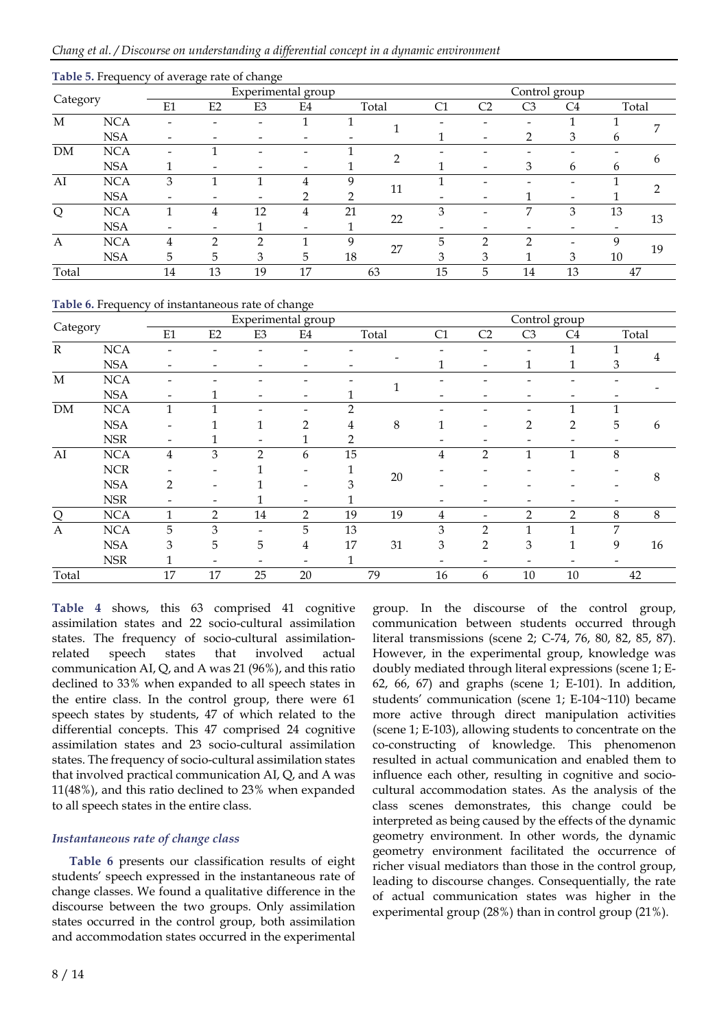**Table 5.** Frequency of average rate of change

| Category | | Experimental group | | | | | | Control group | | | | | |
|---|---|---|---|---|---|---|---|---|---|---|---|---|---|
| | | E1 | E2 | E3 | E4 | Total | | C1 | C2 | C3 | C4 | Total | |
| M | NCA | - | - | - | 1 | 1 | 1 | - | - | - | 1 | 1 | 7 |
| | NSA | - | - | - | - | - | | 1 | - | 2 | 3 | 6 | |
| DM | NCA | - | 1 | - | - | 1 | 2 | - | - | - | - | - | 6 |
| | NSA | 1 | - | - | - | 1 | | 1 | - | 3 | 6 | 6 | |
| AI | NCA | 3 | 1 | 1 | 4 | 9 | 11 | 1 | - | - | - | 1 | 2 |
| | NSA | - | - | - | 2 | 2 | | - | - | 1 | - | 1 | |
| Q | NCA | 1 | 4 | 12 | 4 | 21 | 22 | 3 | - | 7 | 3 | 13 | 13 |
| | NSA | - | - | 1 | - | 1 | | - | - | - | - | - | |
| A | NCA | 4 | 2 | 2 | 1 | 9 | 27 | 5 | 2 | 2 | - | 9 | 19 |
| | NSA | 5 | 5 | 3 | 5 | 18 | | 3 | 3 | 1 | 3 | 10 | |
| Total | | 14 | 13 | 19 | 17 | 63 | | 15 | 5 | 14 | 13 | 47 | |

**Table 6.** Frequency of instantaneous rate of change

| Category | | Experimental group | | | | | | Control group | | | | | |
|---|---|---|---|---|---|---|---|---|---|---|---|---|---|
| | | E1 | E2 | E3 | E4 | Total | | C1 | C2 | C3 | C4 | Total | |
| R | NCA | - | - | - | - | - | - | - | - | - | 1 | 1 | 4 |
| | NSA | - | - | - | - | - | | 1 | - | 1 | 1 | 3 | |
| M | NCA | - | - | - | - | - | 1 | - | - | - | - | - | - |
| | NSA | - | 1 | - | - | 1 | | - | - | - | - | - | |
| DM | NCA | 1 | 1 | - | - | 2 | 8 | - | - | - | 1 | 1 | 6 |
| | NSA | - | 1 | 1 | 2 | 4 | | 1 | - | 2 | 2 | 5 | |
| | NSR | - | 1 | - | 1 | 2 | | - | - | - | - | - | |
| AI | NCA | 4 | 3 | 2 | 6 | 15 | 20 | 4 | 2 | 1 | 1 | 8 | 8 |
| | NCR | - | - | 1 | - | 1 | | - | - | - | - | - | |
| | NSA | 2 | - | 1 | - | 3 | | - | - | - | - | - | |
| | NSR | - | - | 1 | - | 1 | | - | - | - | - | - | |
| Q | NCA | 1 | 2 | 14 | 2 | 19 | 19 | 4 | - | 2 | 2 | 8 | 8 |
| A | NCA | 5 | 3 | - | 5 | 13 | 31 | 3 | 2 | 1 | 1 | 7 | 16 |
| | NSA | 3 | 5 | 5 | 4 | 17 | | 3 | 2 | 3 | 1 | 9 | |
| | NSR | 1 | - | - | - | 1 | | - | - | - | - | - | |
| Total | | 17 | 17 | 25 | 20 | 79 | | 16 | 6 | 10 | 10 | 42 | |

**Table 4** shows, this 63 comprised 41 cognitive assimilation states and 22 socio-cultural assimilation states. The frequency of socio-cultural assimilation-related speech states that involved actual communication AI, Q, and A was 21 (96%), and this ratio declined to 33% when expanded to all speech states in the entire class. In the control group, there were 61 speech states by students, 47 of which related to the differential concepts. This 47 comprised 24 cognitive assimilation states and 23 socio-cultural assimilation states. The frequency of socio-cultural assimilation states that involved practical communication AI, Q, and A was 11(48%), and this ratio declined to 23% when expanded to all speech states in the entire class.

### *Instantaneous rate of change class*

**Table 6** presents our classification results of eight students' speech expressed in the instantaneous rate of change classes. We found a qualitative difference in the discourse between the two groups. Only assimilation states occurred in the control group, both assimilation and accommodation states occurred in the experimental group. In the discourse of the control group, communication between students occurred through literal transmissions (scene 2; C-74, 76, 80, 82, 85, 87). However, in the experimental group, knowledge was doubly mediated through literal expressions (scene 1; E-62, 66, 67) and graphs (scene 1; E-101). In addition, students' communication (scene 1; E-104~110) became more active through direct manipulation activities (scene 1; E-103), allowing students to concentrate on the co-constructing of knowledge. This phenomenon resulted in actual communication and enabled them to influence each other, resulting in cognitive and socio-cultural accommodation states. As the analysis of the class scenes demonstrates, this change could be interpreted as being caused by the effects of the dynamic geometry environment. In other words, the dynamic geometry environment facilitated the occurrence of richer visual mediators than those in the control group, leading to discourse changes. Consequentially, the rate of actual communication states was higher in the experimental group (28%) than in control group (21%).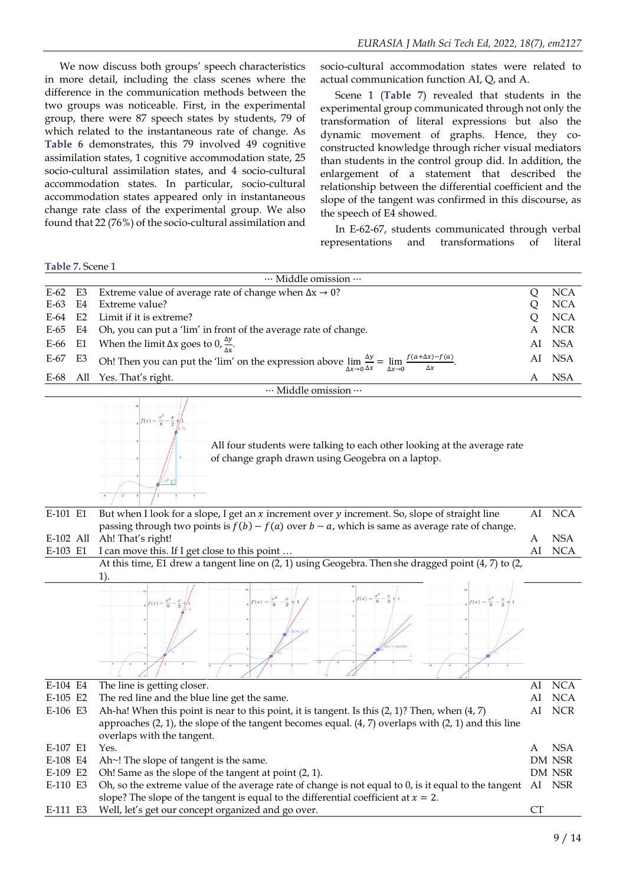We now discuss both groups' speech characteristics in more detail, including the class scenes where the difference in the communication methods between the two groups was noticeable. First, in the experimental group, there were 87 speech states by students, 79 of which related to the instantaneous rate of change. As **Table 6** demonstrates, this 79 involved 49 cognitive assimilation states, 1 cognitive accommodation state, 25 socio-cultural assimilation states, and 4 socio-cultural accommodation states. In particular, socio-cultural accommodation states appeared only in instantaneous change rate class of the experimental group. We also found that 22 (76%) of the socio-cultural assimilation and socio-cultural accommodation states were related to actual communication function AI, Q, and A.

Scene 1 (**Table 7**) revealed that students in the experimental group communicated through not only the transformation of literal expressions but also the dynamic movement of graphs. Hence, they co-constructed knowledge through richer visual mediators than students in the control group did. In addition, the enlargement of a statement that described the relationship between the differential coefficient and the slope of the tangent was confirmed in this discourse, as the speech of E4 showed.

In E-62-67, students communicated through verbal representations and transformations of literal

**Table 7.** Scene 1

| | | | | |
|---|---|---|---|---|
| | | ··· Middle omission ··· | | |
| E-62 | E3 | Extreme value of average rate of change when $\Delta x \to 0$? | Q | NCA |
| E-63 | E4 | Extreme value? | Q | NCA |
| E-64 | E2 | Limit if it is extreme? | Q | NCA |
| E-65 | E4 | Oh, you can put a 'lim' in front of the average rate of change. | A | NCR |
| E-66 | E1 | When the limit $\Delta x$ goes to 0, $\frac{\Delta y}{\Delta x}$. | AI | NSA |
| E-67 | E3 | Oh! Then you can put the 'lim' on the expression above $\lim_{\Delta x \to 0} \frac{\Delta y}{\Delta x} = \lim_{\Delta x \to 0} \frac{f(a+\Delta x)-f(a)}{\Delta x}$. | AI | NSA |
| E-68 | All | Yes. That's right. | A | NSA |
| | | ··· Middle omission ··· | | |
| | | All four students were talking to each other looking at the average rate of change graph drawn using Geogebra on a laptop. | | |
| E-101 | E1 | But when I look for a slope, I get an $x$ increment over $y$ increment. So, slope of straight line passing through two points is $f(b) - f(a)$ over $b - a$, which is same as average rate of change. | AI | NCA |
| E-102 | All | Ah! That's right! | A | NSA |
| E-103 | E1 | I can move this. If I get close to this point … | AI | NCA |
| | | At this time, E1 drew a tangent line on (2, 1) using Geogebra. Then she dragged point (4, 7) to (2, 1). | | |
| E-104 | E4 | The line is getting closer. | AI | NCA |
| E-105 | E2 | The red line and the blue line get the same. | AI | NCA |
| E-106 | E3 | Ah-ha! When this point is near to this point, it is tangent. Is this (2, 1)? Then, when (4, 7) approaches (2, 1), the slope of the tangent becomes equal. (4, 7) overlaps with (2, 1) and this line overlaps with the tangent. | AI | NCR |
| E-107 | E1 | Yes. | A | NSA |
| E-108 | E4 | Ah~! The slope of tangent is the same. | DM | NSR |
| E-109 | E2 | Oh! Same as the slope of the tangent at point (2, 1). | DM | NSR |
| E-110 | E3 | Oh, so the extreme value of the average rate of change is not equal to 0, is it equal to the tangent slope? The slope of the tangent is equal to the differential coefficient at $x = 2$. | AI | NSR |
| E-111 | E3 | Well, let's get our concept organized and go over. | CT | |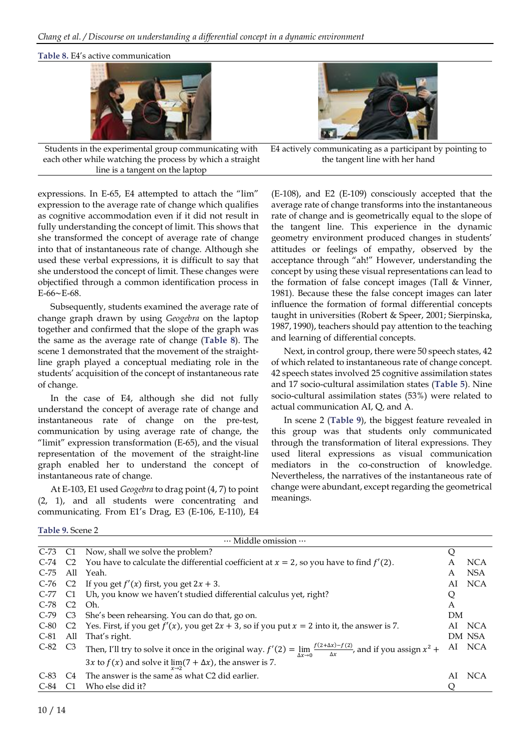**Table 8.** E4's active communication

| Students in the experimental group communicating with each other while watching the process by which a straight line is a tangent on the laptop | E4 actively communicating as a participant by pointing to the tangent line with her hand |
|---|---|

expressions. In E-65, E4 attempted to attach the "lim" expression to the average rate of change which qualifies as cognitive accommodation even if it did not result in fully understanding the concept of limit. This shows that she transformed the concept of average rate of change into that of instantaneous rate of change. Although she used these verbal expressions, it is difficult to say that she understood the concept of limit. These changes were objectified through a common identification process in E-66~E-68.

Subsequently, students examined the average rate of change graph drawn by using *Geogebra* on the laptop together and confirmed that the slope of the graph was the same as the average rate of change (**Table 8**). The scene 1 demonstrated that the movement of the straight-line graph played a conceptual mediating role in the students' acquisition of the concept of instantaneous rate of change.

In the case of E4, although she did not fully understand the concept of average rate of change and instantaneous rate of change on the pre-test, communication by using average rate of change, the "limit" expression transformation (E-65), and the visual representation of the movement of the straight-line graph enabled her to understand the concept of instantaneous rate of change.

At E-103, E1 used *Geogebra* to drag point (4, 7) to point (2, 1), and all students were concentrating and communicating. From E1's Drag, E3 (E-106, E-110), E4 (E-108), and E2 (E-109) consciously accepted that the average rate of change transforms into the instantaneous rate of change and is geometrically equal to the slope of the tangent line. This experience in the dynamic geometry environment produced changes in students' attitudes or feelings of empathy, observed by the acceptance through "ah!" However, understanding the concept by using these visual representations can lead to the formation of false concept images (Tall & Vinner, 1981). Because these the false concept images can later influence the formation of formal differential concepts taught in universities (Robert & Speer, 2001; Sierpinska, 1987, 1990), teachers should pay attention to the teaching and learning of differential concepts.

Next, in control group, there were 50 speech states, 42 of which related to instantaneous rate of change concept. 42 speech states involved 25 cognitive assimilation states and 17 socio-cultural assimilation states (**Table 5**). Nine socio-cultural assimilation states (53%) were related to actual communication AI, Q, and A.

In scene 2 (**Table 9**), the biggest feature revealed in this group was that students only communicated through the transformation of literal expressions. They used literal expressions as visual communication mediators in the co-construction of knowledge. Nevertheless, the narratives of the instantaneous rate of change were abundant, except regarding the geometrical meanings.

**Table 9.** Scene 2

| | | ··· Middle omission ··· | | |
|---|---|---|---|---|
| C-73 | C1 | Now, shall we solve the problem? | Q | |
| C-74 | C2 | You have to calculate the differential coefficient at $x = 2$, so you have to find $f'(2)$. | A | NCA |
| C-75 | All | Yeah. | A | NSA |
| C-76 | C2 | If you get $f'(x)$ first, you get $2x + 3$. | AI | NCA |
| C-77 | C1 | Uh, you know we haven't studied differential calculus yet, right? | Q | |
| C-78 | C2 | Oh. | A | |
| C-79 | C3 | She's been rehearsing. You can do that, go on. | DM | |
| C-80 | C2 | Yes. First, if you get $f'(x)$, you get $2x + 3$, so if you put $x = 2$ into it, the answer is 7. | AI | NCA |
| C-81 | All | That's right. | DM | NSA |
| C-82 | C3 | Then, I'll try to solve it once in the original way. $f'(2) = \lim_{\Delta x \to 0} \frac{f(2+\Delta x)-f(2)}{\Delta x}$, and if you assign $x^2 + 3x$ to $f(x)$ and solve it $\lim_{x \to 2}(7 + \Delta x)$, the answer is 7. | AI | NCA |
| C-83 | C4 | The answer is the same as what C2 did earlier. | AI | NCA |
| C-84 | C1 | Who else did it? | Q | |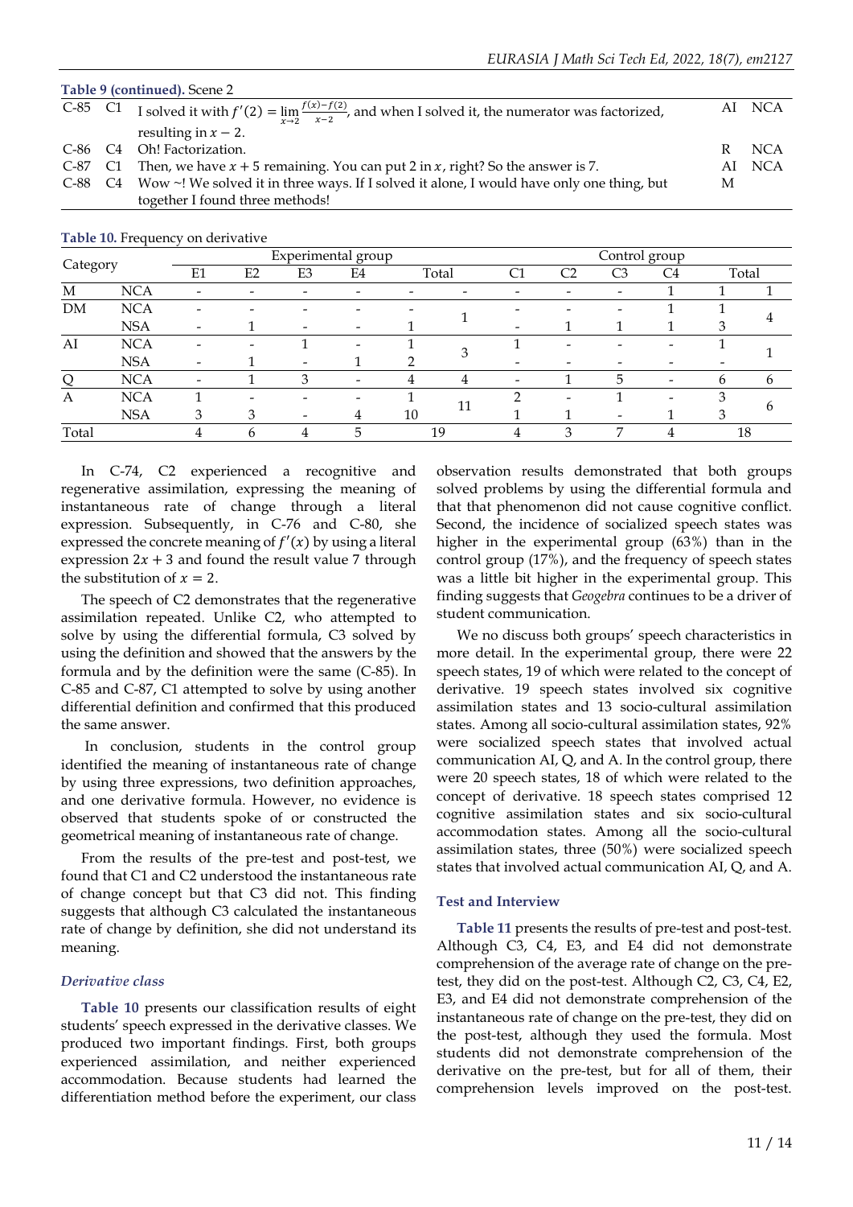**Table 9 (continued).** Scene 2

| | | | | |
|---|---|---|---|---|
| C-85 | C1 | I solved it with $f'(2) = \lim_{x\to 2}\frac{f(x)-f(2)}{x-2}$, and when I solved it, the numerator was factorized, resulting in $x-2$. | AI | NCA |
| C-86 | C4 | Oh! Factorization. | R | NCA |
| C-87 | C1 | Then, we have $x+5$ remaining. You can put 2 in $x$, right? So the answer is 7. | AI | NCA |
| C-88 | C4 | Wow ~! We solved it in three ways. If I solved it alone, I would have only one thing, but together I found three methods! | M | |

**Table 10.** Frequency on derivative

| Category | | Experimental group | | | | | | Control group | | | | | |
|---|---|---|---|---|---|---|---|---|---|---|---|---|---|
| | | E1 | E2 | E3 | E4 | Total | | C1 | C2 | C3 | C4 | Total | |
| M | NCA | - | - | - | - | - | - | - | - | - | 1 | 1 | 1 |
| DM | NCA | - | - | - | - | - | 1 | - | - | - | 1 | 1 | 4 |
| | NSA | - | 1 | - | - | 1 | | - | 1 | 1 | 1 | 3 | |
| AI | NCA | - | - | 1 | - | 1 | 3 | 1 | - | - | - | 1 | 1 |
| | NSA | - | 1 | - | 1 | 2 | | - | - | - | - | - | |
| Q | NCA | - | 1 | 3 | - | 4 | 4 | - | 1 | 5 | - | 6 | 6 |
| A | NCA | 1 | - | - | - | 1 | 11 | 2 | - | 1 | - | 3 | 6 |
| | NSA | 3 | 3 | - | 4 | 10 | | 1 | 1 | - | 1 | 3 | |
| Total | | 4 | 6 | 4 | 5 | 19 | | 4 | 3 | 7 | 4 | 18 | |

In C-74, C2 experienced a recognitive and regenerative assimilation, expressing the meaning of instantaneous rate of change through a literal expression. Subsequently, in C-76 and C-80, she expressed the concrete meaning of $f'(x)$ by using a literal expression $2x+3$ and found the result value 7 through the substitution of $x = 2$.

The speech of C2 demonstrates that the regenerative assimilation repeated. Unlike C2, who attempted to solve by using the differential formula, C3 solved by using the definition and showed that the answers by the formula and by the definition were the same (C-85). In C-85 and C-87, C1 attempted to solve by using another differential definition and confirmed that this produced the same answer.

In conclusion, students in the control group identified the meaning of instantaneous rate of change by using three expressions, two definition approaches, and one derivative formula. However, no evidence is observed that students spoke of or constructed the geometrical meaning of instantaneous rate of change.

From the results of the pre-test and post-test, we found that C1 and C2 understood the instantaneous rate of change concept but that C3 did not. This finding suggests that although C3 calculated the instantaneous rate of change by definition, she did not understand its meaning.

### *Derivative class*

**Table 10** presents our classification results of eight students' speech expressed in the derivative classes. We produced two important findings. First, both groups experienced assimilation, and neither experienced accommodation. Because students had learned the differentiation method before the experiment, our class observation results demonstrated that both groups solved problems by using the differential formula and that that phenomenon did not cause cognitive conflict. Second, the incidence of socialized speech states was higher in the experimental group (63%) than in the control group (17%), and the frequency of speech states was a little bit higher in the experimental group. This finding suggests that *Geogebra* continues to be a driver of student communication.

We no discuss both groups' speech characteristics in more detail. In the experimental group, there were 22 speech states, 19 of which were related to the concept of derivative. 19 speech states involved six cognitive assimilation states and 13 socio-cultural assimilation states. Among all socio-cultural assimilation states, 92% were socialized speech states that involved actual communication AI, Q, and A. In the control group, there were 20 speech states, 18 of which were related to the concept of derivative. 18 speech states comprised 12 cognitive assimilation states and six socio-cultural accommodation states. Among all the socio-cultural assimilation states, three (50%) were socialized speech states that involved actual communication AI, Q, and A.

### Test and Interview

**Table 11** presents the results of pre-test and post-test. Although C3, C4, E3, and E4 did not demonstrate comprehension of the average rate of change on the pre-test, they did on the post-test. Although C2, C3, C4, E2, E3, and E4 did not demonstrate comprehension of the instantaneous rate of change on the pre-test, they did on the post-test, although they used the formula. Most students did not demonstrate comprehension of the derivative on the pre-test, but for all of them, their comprehension levels improved on the post-test.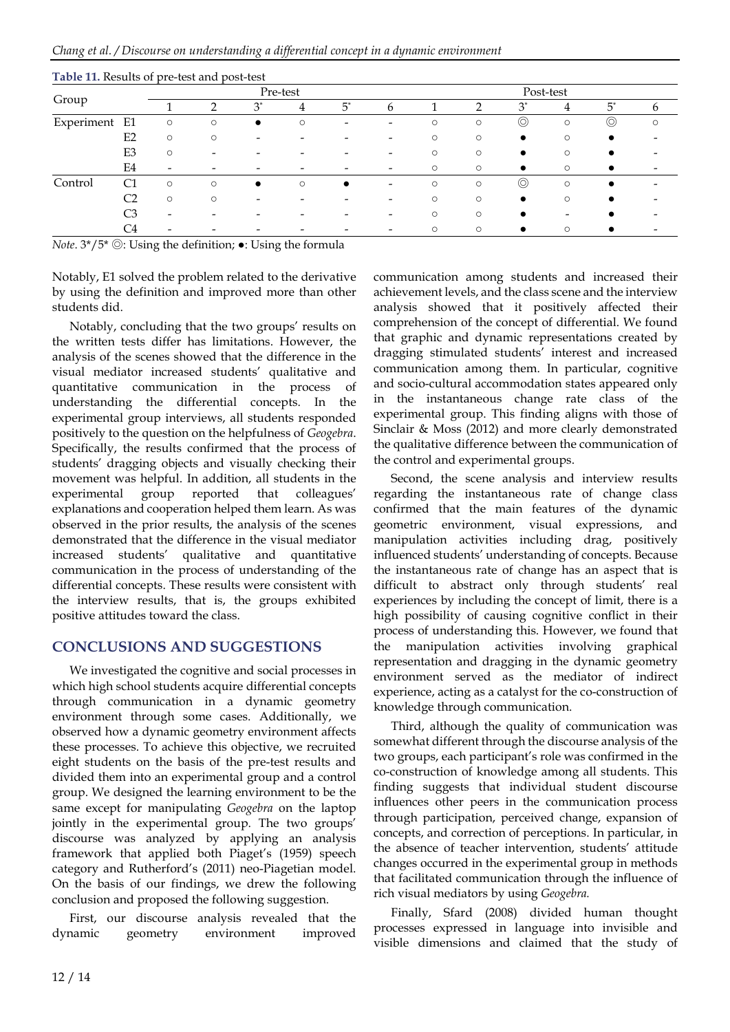**Table 11.** Results of pre-test and post-test

| Group | | Pre-test | | | | | | Post-test | | | | | |
|---|---|---|---|---|---|---|---|---|---|---|---|---|---|
| | | 1 | 2 | 3* | 4 | 5* | 6 | 1 | 2 | 3* | 4 | 5* | 6 |
| Experiment | E1 | ○ | ○ | ● | ○ | - | - | ○ | ○ | ◎ | ○ | ◎ | ○ |
| | E2 | ○ | ○ | - | - | - | - | ○ | ○ | ● | ○ | ● | - |
| | E3 | ○ | - | - | - | - | - | ○ | ○ | ● | ○ | ● | - |
| | E4 | - | - | - | - | - | - | ○ | ○ | ● | ○ | ● | - |
| Control | C1 | ○ | ○ | ● | ○ | ● | - | ○ | ○ | ◎ | ○ | ● | - |
| | C2 | ○ | ○ | - | - | - | - | ○ | ○ | ● | ○ | ● | - |
| | C3 | - | - | - | - | - | - | ○ | ○ | ● | - | ● | - |
| | C4 | - | - | - | - | - | - | ○ | ○ | ● | ○ | ● | - |

*Note*. 3*/5* ◎: Using the definition; ●: Using the formula

Notably, E1 solved the problem related to the derivative by using the definition and improved more than other students did.

Notably, concluding that the two groups' results on the written tests differ has limitations. However, the analysis of the scenes showed that the difference in the visual mediator increased students' qualitative and quantitative communication in the process of understanding the differential concepts. In the experimental group interviews, all students responded positively to the question on the helpfulness of *Geogebra*. Specifically, the results confirmed that the process of students' dragging objects and visually checking their movement was helpful. In addition, all students in the experimental group reported that colleagues' explanations and cooperation helped them learn. As was observed in the prior results, the analysis of the scenes demonstrated that the difference in the visual mediator increased students' qualitative and quantitative communication in the process of understanding of the differential concepts. These results were consistent with the interview results, that is, the groups exhibited positive attitudes toward the class.

## CONCLUSIONS AND SUGGESTIONS

We investigated the cognitive and social processes in which high school students acquire differential concepts through communication in a dynamic geometry environment through some cases. Additionally, we observed how a dynamic geometry environment affects these processes. To achieve this objective, we recruited eight students on the basis of the pre-test results and divided them into an experimental group and a control group. We designed the learning environment to be the same except for manipulating *Geogebra* on the laptop jointly in the experimental group. The two groups' discourse was analyzed by applying an analysis framework that applied both Piaget's (1959) speech category and Rutherford's (2011) neo-Piagetian model. On the basis of our findings, we drew the following conclusion and proposed the following suggestion.

First, our discourse analysis revealed that the dynamic geometry environment improved communication among students and increased their achievement levels, and the class scene and the interview analysis showed that it positively affected their comprehension of the concept of differential. We found that graphic and dynamic representations created by dragging stimulated students' interest and increased communication among them. In particular, cognitive and socio-cultural accommodation states appeared only in the instantaneous change rate class of the experimental group. This finding aligns with those of Sinclair & Moss (2012) and more clearly demonstrated the qualitative difference between the communication of the control and experimental groups.

Second, the scene analysis and interview results regarding the instantaneous rate of change class confirmed that the main features of the dynamic geometric environment, visual expressions, and manipulation activities including drag, positively influenced students' understanding of concepts. Because the instantaneous rate of change has an aspect that is difficult to abstract only through students' real experiences by including the concept of limit, there is a high possibility of causing cognitive conflict in their process of understanding this. However, we found that the manipulation activities involving graphical representation and dragging in the dynamic geometry environment served as the mediator of indirect experience, acting as a catalyst for the co-construction of knowledge through communication.

Third, although the quality of communication was somewhat different through the discourse analysis of the two groups, each participant's role was confirmed in the co-construction of knowledge among all students. This finding suggests that individual student discourse influences other peers in the communication process through participation, perceived change, expansion of concepts, and correction of perceptions. In particular, in the absence of teacher intervention, students' attitude changes occurred in the experimental group in methods that facilitated communication through the influence of rich visual mediators by using *Geogebra.*

Finally, Sfard (2008) divided human thought processes expressed in language into invisible and visible dimensions and claimed that the study of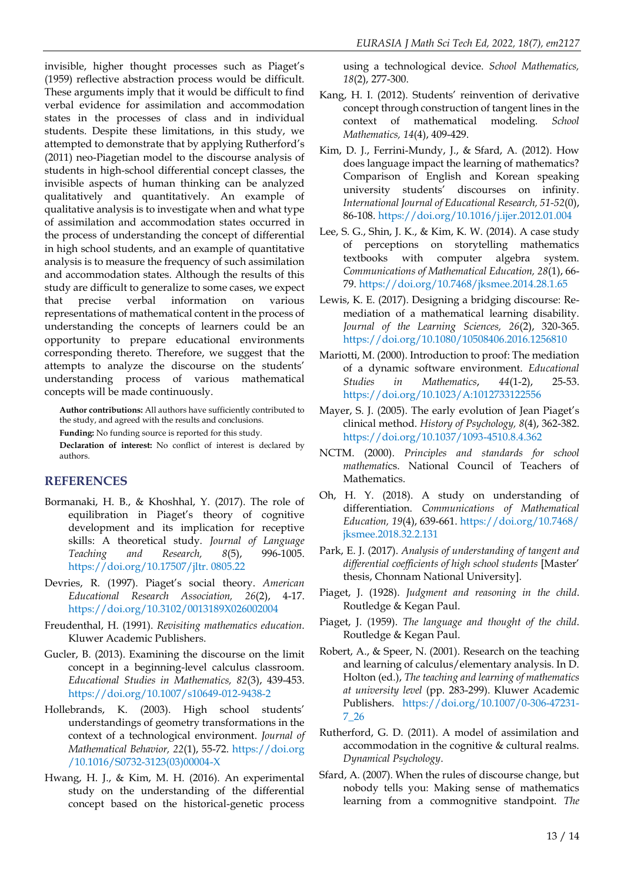invisible, higher thought processes such as Piaget's (1959) reflective abstraction process would be difficult. These arguments imply that it would be difficult to find verbal evidence for assimilation and accommodation states in the processes of class and in individual students. Despite these limitations, in this study, we attempted to demonstrate that by applying Rutherford's (2011) neo-Piagetian model to the discourse analysis of students in high-school differential concept classes, the invisible aspects of human thinking can be analyzed qualitatively and quantitatively. An example of qualitative analysis is to investigate when and what type of assimilation and accommodation states occurred in the process of understanding the concept of differential in high school students, and an example of quantitative analysis is to measure the frequency of such assimilation and accommodation states. Although the results of this study are difficult to generalize to some cases, we expect that precise verbal information on various representations of mathematical content in the process of understanding the concepts of learners could be an opportunity to prepare educational environments corresponding thereto. Therefore, we suggest that the attempts to analyze the discourse on the students' understanding process of various mathematical concepts will be made continuously.

**Author contributions:** All authors have sufficiently contributed to the study, and agreed with the results and conclusions.

**Funding:** No funding source is reported for this study.

**Declaration of interest:** No conflict of interest is declared by authors.

## REFERENCES

Bormanaki, H. B., & Khoshhal, Y. (2017). The role of equilibration in Piaget's theory of cognitive development and its implication for receptive skills: A theoretical study. *Journal of Language Teaching and Research, 8*(5), 996-1005. https://doi.org/10.17507/jltr. 0805.22

Devries, R. (1997). Piaget's social theory. *American Educational Research Association, 26*(2), 4-17. https://doi.org/10.3102/0013189X026002004

Freudenthal, H. (1991). *Revisiting mathematics education*. Kluwer Academic Publishers.

Gucler, B. (2013). Examining the discourse on the limit concept in a beginning-level calculus classroom. *Educational Studies in Mathematics, 82*(3), 439-453. https://doi.org/10.1007/s10649-012-9438-2

Hollebrands, K. (2003). High school students' understandings of geometry transformations in the context of a technological environment. *Journal of Mathematical Behavior, 22*(1), 55-72. https://doi.org/10.1016/S0732-3123(03)00004-X

Hwang, H. J., & Kim, M. H. (2016). An experimental study on the understanding of the differential concept based on the historical-genetic process using a technological device. *School Mathematics, 18*(2), 277-300.

Kang, H. I. (2012). Students' reinvention of derivative concept through construction of tangent lines in the context of mathematical modeling. *School Mathematics, 14*(4), 409-429.

Kim, D. J., Ferrini-Mundy, J., & Sfard, A. (2012). How does language impact the learning of mathematics? Comparison of English and Korean speaking university students' discourses on infinity. *International Journal of Educational Research, 51-52*(0), 86-108. https://doi.org/10.1016/j.ijer.2012.01.004

Lee, S. G., Shin, J. K., & Kim, K. W. (2014). A case study of perceptions on storytelling mathematics textbooks with computer algebra system. *Communications of Mathematical Education, 28*(1), 66-79. https://doi.org/10.7468/jksmee.2014.28.1.65

Lewis, K. E. (2017). Designing a bridging discourse: Re-mediation of a mathematical learning disability. *Journal of the Learning Sciences, 26*(2), 320-365. https://doi.org/10.1080/10508406.2016.1256810

Mariotti, M. (2000). Introduction to proof: The mediation of a dynamic software environment. *Educational Studies in Mathematics*, *44*(1-2), 25-53. https://doi.org/10.1023/A:1012733122556

Mayer, S. J. (2005). The early evolution of Jean Piaget's clinical method. *History of Psychology, 8*(4), 362-382. https://doi.org/10.1037/1093-4510.8.4.362

NCTM. (2000). *Principles and standards for school mathematics*. National Council of Teachers of Mathematics.

Oh, H. Y. (2018). A study on understanding of differentiation. *Communications of Mathematical Education, 19*(4), 639-661. https://doi.org/10.7468/jksmee.2018.32.2.131

Park, E. J. (2017). *Analysis of understanding of tangent and differential coefficients of high school students* [Master' thesis, Chonnam National University].

Piaget, J. (1928). *Judgment and reasoning in the child*. Routledge & Kegan Paul.

Piaget, J. (1959). *The language and thought of the child*. Routledge & Kegan Paul.

Robert, A., & Speer, N. (2001). Research on the teaching and learning of calculus/elementary analysis. In D. Holton (ed.), *The teaching and learning of mathematics at university level* (pp. 283-299). Kluwer Academic Publishers. https://doi.org/10.1007/0-306-47231-7_26

Rutherford, G. D. (2011). A model of assimilation and accommodation in the cognitive & cultural realms. *Dynamical Psychology*.

Sfard, A. (2007). When the rules of discourse change, but nobody tells you: Making sense of mathematics learning from a commognitive standpoint. *The*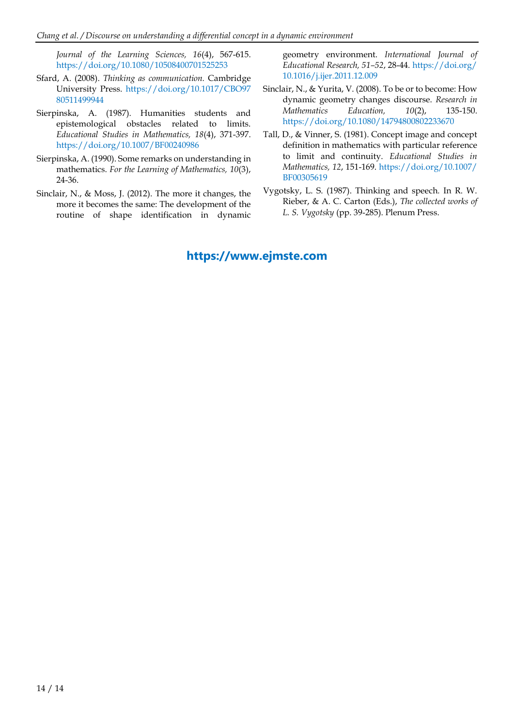*Journal of the Learning Sciences, 16*(4), 567-615. https://doi.org/10.1080/10508400701525253

Sfard, A. (2008). *Thinking as communication*. Cambridge University Press. https://doi.org/10.1017/CBO9780511499944

Sierpinska, A. (1987). Humanities students and epistemological obstacles related to limits. *Educational Studies in Mathematics, 18*(4), 371-397. https://doi.org/10.1007/BF00240986

Sierpinska, A. (1990). Some remarks on understanding in mathematics. *For the Learning of Mathematics, 10*(3), 24-36.

Sinclair, N., & Moss, J. (2012). The more it changes, the more it becomes the same: The development of the routine of shape identification in dynamic geometry environment. *International Journal of Educational Research, 51–52*, 28-44. https://doi.org/10.1016/j.ijer.2011.12.009

Sinclair, N., & Yurita, V. (2008). To be or to become: How dynamic geometry changes discourse. *Research in Mathematics Education, 10*(2), 135-150. https://doi.org/10.1080/14794800802233670

Tall, D., & Vinner, S. (1981). Concept image and concept definition in mathematics with particular reference to limit and continuity. *Educational Studies in Mathematics, 12*, 151-169. https://doi.org/10.1007/BF00305619

Vygotsky, L. S. (1987). Thinking and speech. In R. W. Rieber, & A. C. Carton (Eds.), *The collected works of L. S. Vygotsky* (pp. 39-285). Plenum Press.

**https://www.ejmste.com**